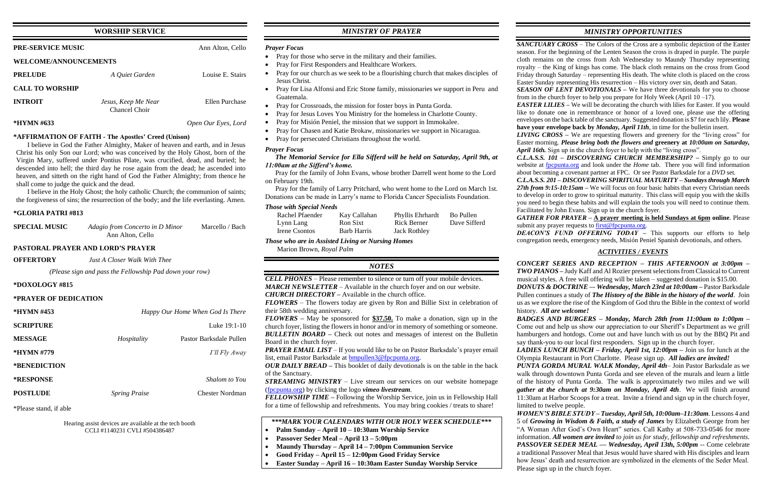## WORSHIP SERVICE

**PRE-SERVICE MUSIC** — Ann Alton, Cello

**WELCOME/ANNOUNCEMENTS**

**PRELUDE** — *A Quiet Garden* — Louise E. Stairs

**CALL TO WORSHIP**

**INTROIT** — *Jesus, Keep Me Near* — Chancel Choir — Ellen Purchase

***HYMN #633** — *Open Our Eyes, Lord*

**\*AFFIRMATION OF FAITH - The Apostles' Creed (Unison)**

I believe in God the Father Almighty, Maker of heaven and earth, and in Jesus Christ his only Son our Lord; who was conceived by the Holy Ghost, born of the Virgin Mary, suffered under Pontius Pilate, was crucified, dead, and buried; he descended into hell; the third day he rose again from the dead; he ascended into heaven, and sitteth on the right hand of God the Father Almighty; from thence he shall come to judge the quick and the dead.

I believe in the Holy Ghost; the holy catholic Church; the communion of saints; the forgiveness of sins; the resurrection of the body; and the life everlasting. Amen.

***GLORIA PATRI #813**

**SPECIAL MUSIC** — *Adagio from Concerto in D Minor* — Ann Alton, Cello — Marcello / Bach

**PASTORAL PRAYER AND LORD'S PRAYER**

**OFFERTORY** — *Just A Closer Walk With Thee*

*(Please sign and pass the Fellowship Pad down your row)*

***DOXOLOGY #815**

***PRAYER OF DEDICATION**

***HYMN #453** — *Happy Our Home When God Is There*

**SCRIPTURE** — Luke 19:1-10

**MESSAGE** — *Hospitality* — Pastor Barksdale Pullen

***HYMN #779** — *I'll Fly Away*

***BENEDICTION**

***RESPONSE** — *Shalom to You*

**POSTLUDE** — *Spring Praise* — Chester Nordman

*Please stand, if able

Hearing assist devices are available at the tech booth
CCLI #1140231 CVLI #504386487

## *MINISTRY OF PRAYER*

### *Prayer Focus*

- Pray for those who serve in the military and their families.
- Pray for First Responders and Healthcare Workers.
- Pray for our church as we seek to be a flourishing church that makes disciples of Jesus Christ.
- Pray for Lisa Alfonsi and Eric Stone family, missionaries we support in Peru and Guatemala.
- Pray for Crossroads, the mission for foster boys in Punta Gorda.
- Pray for Jesus Loves You Ministry for the homeless in Charlotte County.
- Pray for Misión Peniel, the mission that we support in Immokalee.
- Pray for Chasen and Katie Brokaw, missionaries we support in Nicaragua.
- Pray for persecuted Christians throughout the world.

### *Prayer Focus*

***The Memorial Service for Ella Sifferd will be held on Saturday, April 9th, at 11:00am at the Sifferd's home.***

Pray for the family of John Evans, whose brother Darrell went home to the Lord on February 19th.

Pray for the family of Larry Pritchard, who went home to the Lord on March 1st. Donations can be made in Larry's name to Florida Cancer Specialists Foundation.

### *Those with Special Needs*

| | | | |
|---|---|---|---|
| Rachel Pfaender | Kay Callahan | Phyllis Ehrhardt | Bo Pullen |
| Lynn Lang | Ron Sixt | Rick Berner | Dave Sifferd |
| Irene Csontos | Barb Harris | Jack Rothley | |

### *Those who are in Assisted Living or Nursing Homes*

Marion Brown, *Royal Palm*

## *NOTES*

***CELL PHONES*** – Please remember to silence or turn off your mobile devices.
***MARCH NEWSLETTER*** – Available in the church foyer and on our website.
***CHURCH DIRECTORY –*** Available in the church office.
***FLOWERS*** – The flowers today are given by Ron and Billie Sixt in celebration of their 58th wedding anniversary.
***FLOWERS –*** May be sponsored for **$37.50.** To make a donation, sign up in the church foyer, listing the flowers in honor and/or in memory of something or someone.
***BULLETIN BOARD –*** Check out notes and messages of interest on the Bulletin Board in the church foyer.
***PRAYER EMAIL LIST*** – If you would like to be on Pastor Barksdale's prayer email list, email Pastor Barksdale at bmpullen3@fpcpunta.org.
***OUR DAILY BREAD –*** This booklet of daily devotionals is on the table in the back of the Sanctuary.
***STREAMING MINISTRY*** – Live stream our services on our website homepage (fpcpunta.org) by clicking the logo ***vimeo livestream***.
***FELLOWSHIP TIME –*** Following the Worship Service, join us in Fellowship Hall for a time of fellowship and refreshments. You may bring cookies / treats to share!

***\*\*\*MARK YOUR CALENDARS WITH OUR HOLY WEEK SCHEDULE\*\*\****

- **Palm Sunday – April 10 – 10:30am Worship Service**
- **Passover Seder Meal – April 13 – 5:00pm**
- **Maundy Thursday – April 14 – 7:00pm Communion Service**
- **Good Friday – April 15 – 12:00pm Good Friday Service**
- **Easter Sunday – April 16 – 10:30am Easter Sunday Worship Service**

## *MINISTRY OPPORTUNITIES*

***SANCTUARY CROSS*** – The Colors of the Cross are a symbolic depiction of the Easter season. For the beginning of the Lenten Season the cross is draped in purple. The purple cloth remains on the cross from Ash Wednesday to Maundy Thursday representing royalty – the King of kings has come. The black cloth remains on the cross from Good Friday through Saturday – representing His death. The white cloth is placed on the cross Easter Sunday representing His resurrection – His victory over sin, death and Satan.
***SEASON OF LENT DEVOTIONALS –*** We have three devotionals for you to choose from in the church foyer to help you prepare for Holy Week (April 10 –17).
***EASTER LILIES –*** We will be decorating the church with lilies for Easter. If you would like to donate one in remembrance or honor of a loved one, please use the offering envelopes on the back table of the sanctuary. Suggested donation is $7 for each lily. **Please have your envelope back by *Monday, April 11th*, in time for the bulletin insert.**
***LIVING CROSS –*** We are requesting flowers and greenery for the "living cross" for Easter morning. ***Please bring both the flowers and* greenery at *10:00am on Saturday, April 16th.*** Sign up in the church foyer to help with the "living cross".
***C.L.A.S.S. 101 – DISCOVERING CHURCH MEMBERSHIP? –*** Simply go to our website at fpcpunta.org and look under the *Home* tab. There you will find information about becoming a covenant partner at FPC. Or see Pastor Barksdale for a *DVD* set.
***C.L.A.S.S. 201 – DISCOVERING SPIRITUAL MATURITY – Sundays through March 27th from 9:15-10:15am –*** We will focus on four basic habits that every Christian needs to develop in order to grow to spiritual maturity. This class will equip you with the skills you need to begin these habits and will explain the tools you will need to continue them. Facilitated by John Evans. Sign up in the church foyer.
***GATHER FOR PRAYER –*** **A prayer meeting is held Sundays at 6pm** ***online***. Please submit any prayer requests to first@fpcpunta.org.
***DEACON'S FUND OFFERING TODAY –*** This supports our efforts to help congregation needs, emergency needs, Misión Peniel Spanish devotionals, and others.

### *ACTIVITIES / EVENTS*

***CONCERT SERIES AND RECEPTION – THIS AFTERNOON at 3:00pm – TWO PIANOS*** – Judy Kaff and Al Rozier present selections from Classical to Current musical styles. A free will offering will be taken – suggested donation is $15.00.
***DONUTS & DOCTRINE –- Wednesday, March 23rd at 10:00am –*** Pastor Barksdale Pullen continues a study of ***The History of the Bible in the history of the world***. Join us as we explore the rise of the Kingdom of God thru the Bible in the context of world history. ***All are welcome!***
***BADGES AND BURGERS – Monday, March 28th from 11:00am to 1:00pm –*** Come out and help us show our appreciation to our Sheriff's Department as we grill hamburgers and hotdogs. Come out and have lunch with us out by the BBQ Pit and say thank-you to our local first responders. Sign up in the church foyer.
***LADIES LUNCH BUNCH – Friday, April 1st, 12:00pm –*** Join us for lunch at the Olympia Restaurant in Port Charlotte. Please sign up. ***All ladies are invited!***
***PUNTA GORDA MURAL WALK Monday, April 4th***– Join Pastor Barksdale as we walk through downtown Punta Gorda and see eleven of the murals and learn a little of the history of Punta Gorda. The walk is approximately two miles and we will ***gather at the church at 9:30am on Monday, April 4th***. We will finish around 11:30am at Harbor Scoops for a treat. Invite a friend and sign up in the church foyer, limited to twelve people.
***WOMEN'S BIBLE STUDY – Tuesday, April 5th, 10:00am–11:30am***. Lessons 4 and 5 of ***Growing in Wisdom & Faith, a study of James*** by Elizabeth George from her "A Woman After God's Own Heart" series. Call Kathy at 508-733-0546 for more information. ***All women are invited** to join us for study, fellowship and refreshments.*
***PASSOVER SEDER MEAL — Wednesday, April 13th, 5:00pm*** -- Come celebrate a traditional Passover Meal that Jesus would have shared with His disciples and learn how Jesus' death and resurrection are symbolized in the elements of the Seder Meal. Please sign up in the church foyer.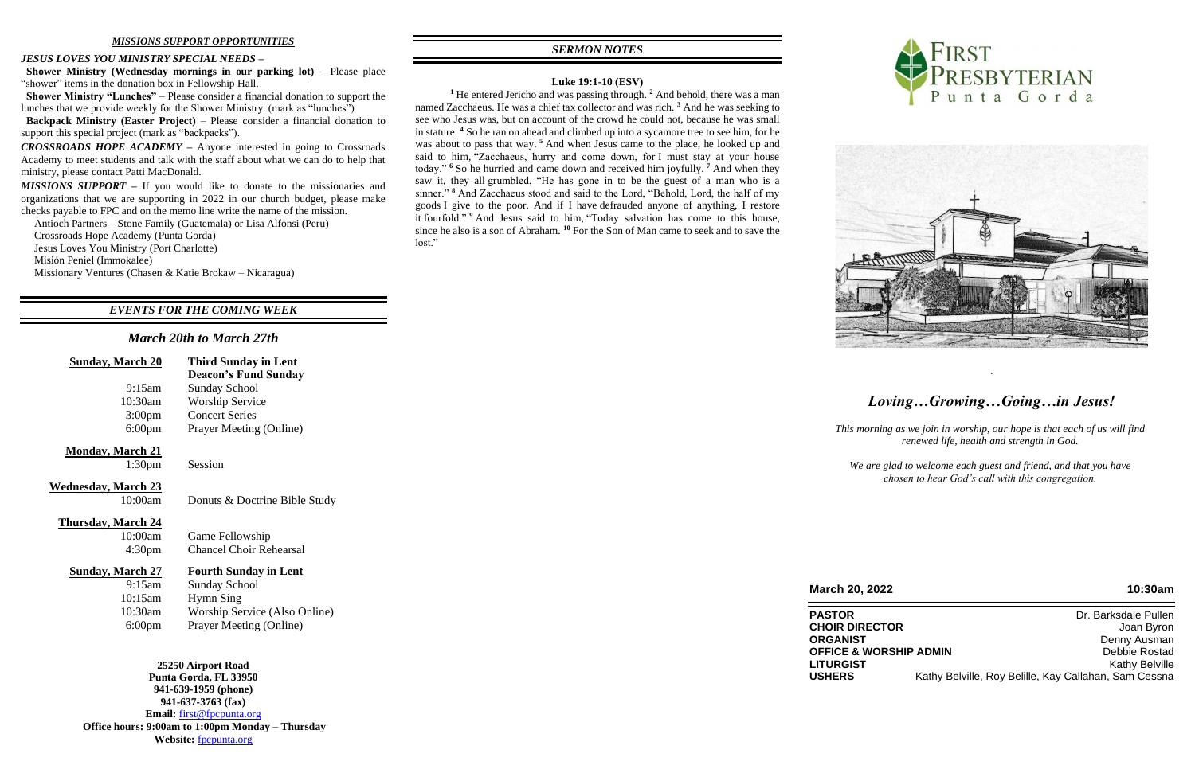### *MISSIONS SUPPORT OPPORTUNITIES*

*JESUS LOVES YOU MINISTRY SPECIAL NEEDS –*

**Shower Ministry (Wednesday mornings in our parking lot)** – Please place "shower" items in the donation box in Fellowship Hall.

**Shower Ministry "Lunches"** – Please consider a financial donation to support the lunches that we provide weekly for the Shower Ministry. (mark as "lunches")

**Backpack Ministry (Easter Project)** – Please consider a financial donation to support this special project (mark as "backpacks").

***CROSSROADS HOPE ACADEMY*** – Anyone interested in going to Crossroads Academy to meet students and talk with the staff about what we can do to help that ministry, please contact Patti MacDonald.

***MISSIONS SUPPORT*** – If you would like to donate to the missionaries and organizations that we are supporting in 2022 in our church budget, please make checks payable to FPC and on the memo line write the name of the mission.

Antioch Partners – Stone Family (Guatemala) or Lisa Alfonsi (Peru)
Crossroads Hope Academy (Punta Gorda)
Jesus Loves You Ministry (Port Charlotte)
Misión Peniel (Immokalee)
Missionary Ventures (Chasen & Katie Brokaw – Nicaragua)

### *EVENTS FOR THE COMING WEEK*

## *March 20th to March 27th*

| | |
|---|---|
| **Sunday, March 20** | **Third Sunday in Lent** |
| | **Deacon's Fund Sunday** |
| 9:15am | Sunday School |
| 10:30am | Worship Service |
| 3:00pm | Concert Series |
| 6:00pm | Prayer Meeting (Online) |
| **Monday, March 21** | |
| 1:30pm | Session |
| **Wednesday, March 23** | |
| 10:00am | Donuts & Doctrine Bible Study |
| **Thursday, March 24** | |
| 10:00am | Game Fellowship |
| 4:30pm | Chancel Choir Rehearsal |
| **Sunday, March 27** | **Fourth Sunday in Lent** |
| 9:15am | Sunday School |
| 10:15am | Hymn Sing |
| 10:30am | Worship Service (Also Online) |
| 6:00pm | Prayer Meeting (Online) |

**25250 Airport Road**
**Punta Gorda, FL 33950**
**941-639-1959 (phone)**
**941-637-3763 (fax)**
**Email:** first@fpcpunta.org
**Office hours: 9:00am to 1:00pm Monday – Thursday**
**Website:** fpcpunta.org

### *SERMON NOTES*

**Luke 19:1-10 (ESV)**

[1] He entered Jericho and was passing through. [2] And behold, there was a man named Zacchaeus. He was a chief tax collector and was rich. [3] And he was seeking to see who Jesus was, but on account of the crowd he could not, because he was small in stature. [4] So he ran on ahead and climbed up into a sycamore tree to see him, for he was about to pass that way. [5] And when Jesus came to the place, he looked up and said to him, "Zacchaeus, hurry and come down, for I must stay at your house today." [6] So he hurried and came down and received him joyfully. [7] And when they saw it, they all grumbled, "He has gone in to be the guest of a man who is a sinner." [8] And Zacchaeus stood and said to the Lord, "Behold, Lord, the half of my goods I give to the poor. And if I have defrauded anyone of anything, I restore it fourfold." [9] And Jesus said to him, "Today salvation has come to this house, since he also is a son of Abraham. [10] For the Son of Man came to seek and to save the lost."

# FIRST PRESBYTERIAN
Punta Gorda

## *Loving…Growing…Going…in Jesus!*

*This morning as we join in worship, our hope is that each of us will find renewed life, health and strength in God.*

*We are glad to welcome each guest and friend, and that you have chosen to hear God's call with this congregation.*

**March 20, 2022** **10:30am**

| | |
|---|---|
| **PASTOR** | Dr. Barksdale Pullen |
| **CHOIR DIRECTOR** | Joan Byron |
| **ORGANIST** | Denny Ausman |
| **OFFICE & WORSHIP ADMIN** | Debbie Rostad |
| **LITURGIST** | Kathy Belville |
| **USHERS** | Kathy Belville, Roy Belille, Kay Callahan, Sam Cessna |